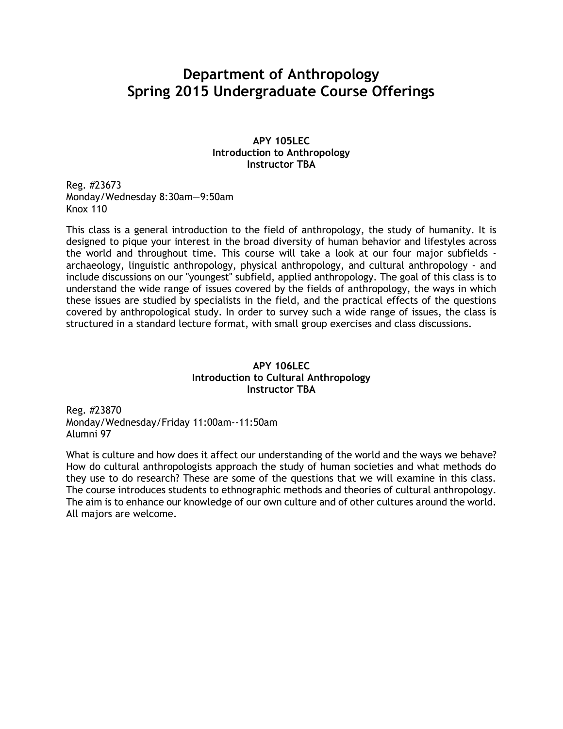# Department of Anthropology
# Spring 2015 Undergraduate Course Offerings

**APY 105LEC**
**Introduction to Anthropology**
**Instructor TBA**

Reg. #23673
Monday/Wednesday 8:30am—9:50am
Knox 110

This class is a general introduction to the field of anthropology, the study of humanity. It is designed to pique your interest in the broad diversity of human behavior and lifestyles across the world and throughout time. This course will take a look at our four major subfields - archaeology, linguistic anthropology, physical anthropology, and cultural anthropology - and include discussions on our "youngest" subfield, applied anthropology. The goal of this class is to understand the wide range of issues covered by the fields of anthropology, the ways in which these issues are studied by specialists in the field, and the practical effects of the questions covered by anthropological study. In order to survey such a wide range of issues, the class is structured in a standard lecture format, with small group exercises and class discussions.

**APY 106LEC**
**Introduction to Cultural Anthropology**
**Instructor TBA**

Reg. #23870
Monday/Wednesday/Friday 11:00am--11:50am
Alumni 97

What is culture and how does it affect our understanding of the world and the ways we behave? How do cultural anthropologists approach the study of human societies and what methods do they use to do research? These are some of the questions that we will examine in this class. The course introduces students to ethnographic methods and theories of cultural anthropology. The aim is to enhance our knowledge of our own culture and of other cultures around the world. All majors are welcome.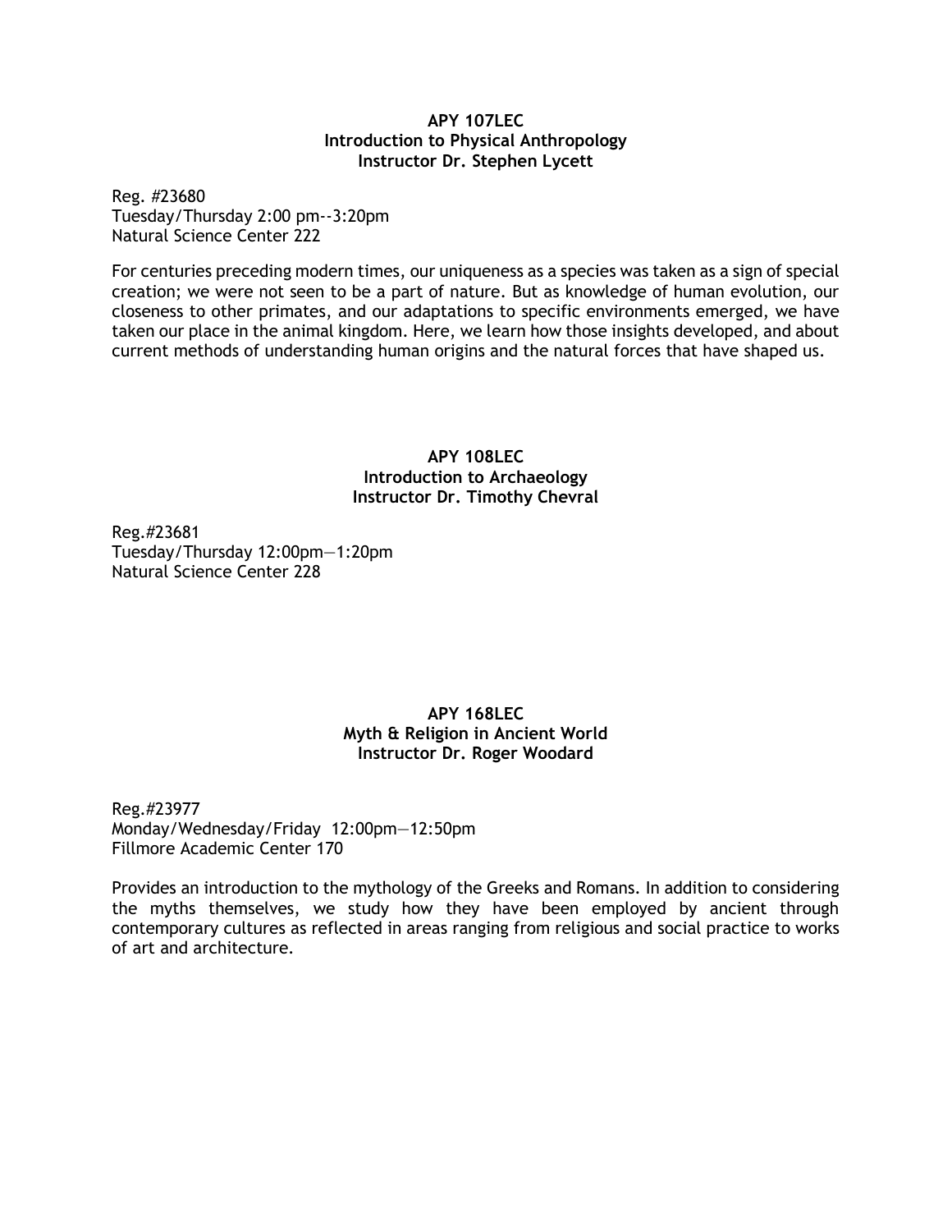**APY 107LEC**
**Introduction to Physical Anthropology**
**Instructor Dr. Stephen Lycett**

Reg. #23680
Tuesday/Thursday 2:00 pm--3:20pm
Natural Science Center 222

For centuries preceding modern times, our uniqueness as a species was taken as a sign of special creation; we were not seen to be a part of nature. But as knowledge of human evolution, our closeness to other primates, and our adaptations to specific environments emerged, we have taken our place in the animal kingdom. Here, we learn how those insights developed, and about current methods of understanding human origins and the natural forces that have shaped us.

**APY 108LEC**
**Introduction to Archaeology**
**Instructor Dr. Timothy Chevral**

Reg.#23681
Tuesday/Thursday 12:00pm—1:20pm
Natural Science Center 228

**APY 168LEC**
**Myth & Religion in Ancient World**
**Instructor Dr. Roger Woodard**

Reg.#23977
Monday/Wednesday/Friday 12:00pm—12:50pm
Fillmore Academic Center 170

Provides an introduction to the mythology of the Greeks and Romans. In addition to considering the myths themselves, we study how they have been employed by ancient through contemporary cultures as reflected in areas ranging from religious and social practice to works of art and architecture.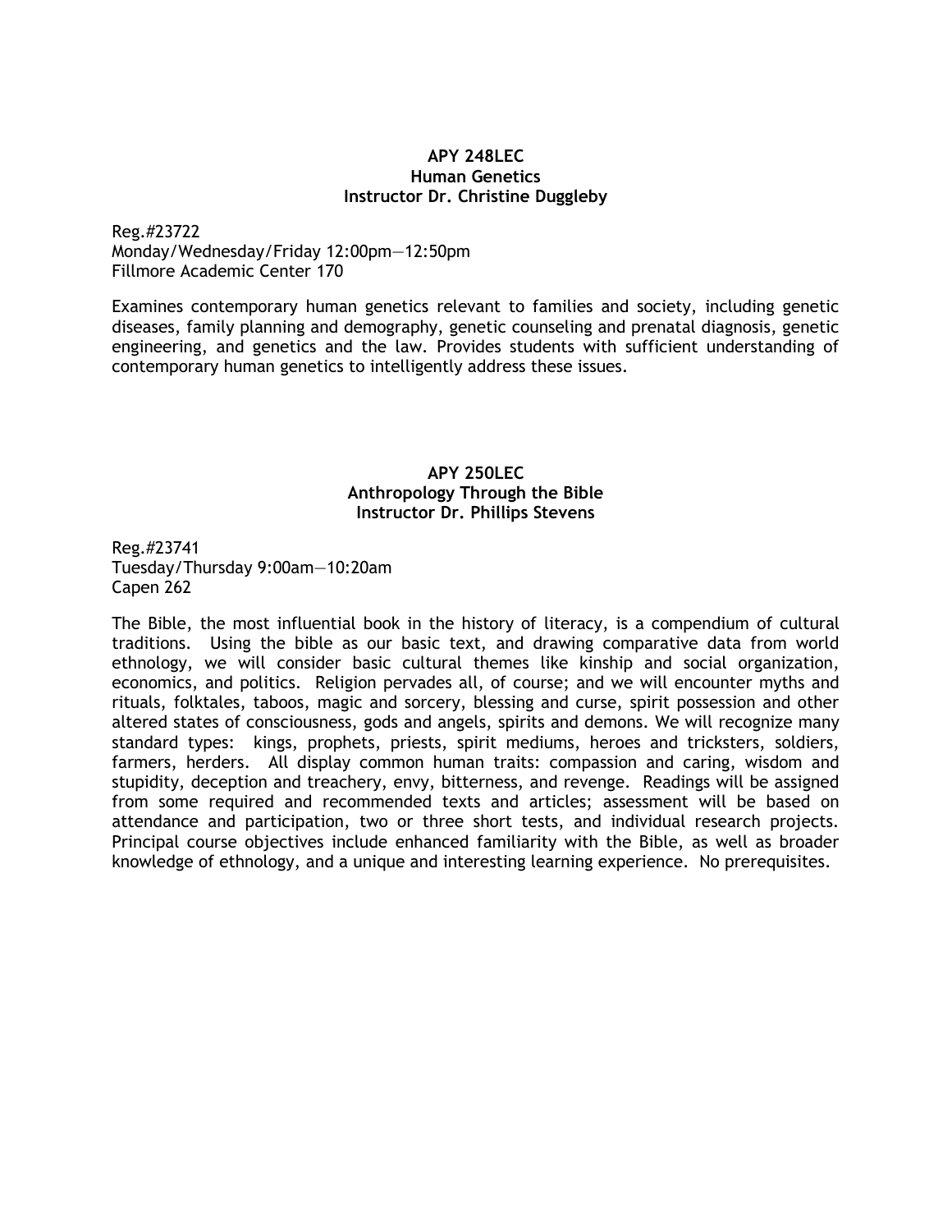**APY 248LEC**
**Human Genetics**
**Instructor Dr. Christine Duggleby**

Reg.#23722
Monday/Wednesday/Friday 12:00pm—12:50pm
Fillmore Academic Center 170

Examines contemporary human genetics relevant to families and society, including genetic diseases, family planning and demography, genetic counseling and prenatal diagnosis, genetic engineering, and genetics and the law. Provides students with sufficient understanding of contemporary human genetics to intelligently address these issues.

**APY 250LEC**
**Anthropology Through the Bible**
**Instructor Dr. Phillips Stevens**

Reg.#23741
Tuesday/Thursday 9:00am—10:20am
Capen 262

The Bible, the most influential book in the history of literacy, is a compendium of cultural traditions. Using the bible as our basic text, and drawing comparative data from world ethnology, we will consider basic cultural themes like kinship and social organization, economics, and politics. Religion pervades all, of course; and we will encounter myths and rituals, folktales, taboos, magic and sorcery, blessing and curse, spirit possession and other altered states of consciousness, gods and angels, spirits and demons. We will recognize many standard types: kings, prophets, priests, spirit mediums, heroes and tricksters, soldiers, farmers, herders. All display common human traits: compassion and caring, wisdom and stupidity, deception and treachery, envy, bitterness, and revenge. Readings will be assigned from some required and recommended texts and articles; assessment will be based on attendance and participation, two or three short tests, and individual research projects. Principal course objectives include enhanced familiarity with the Bible, as well as broader knowledge of ethnology, and a unique and interesting learning experience. No prerequisites.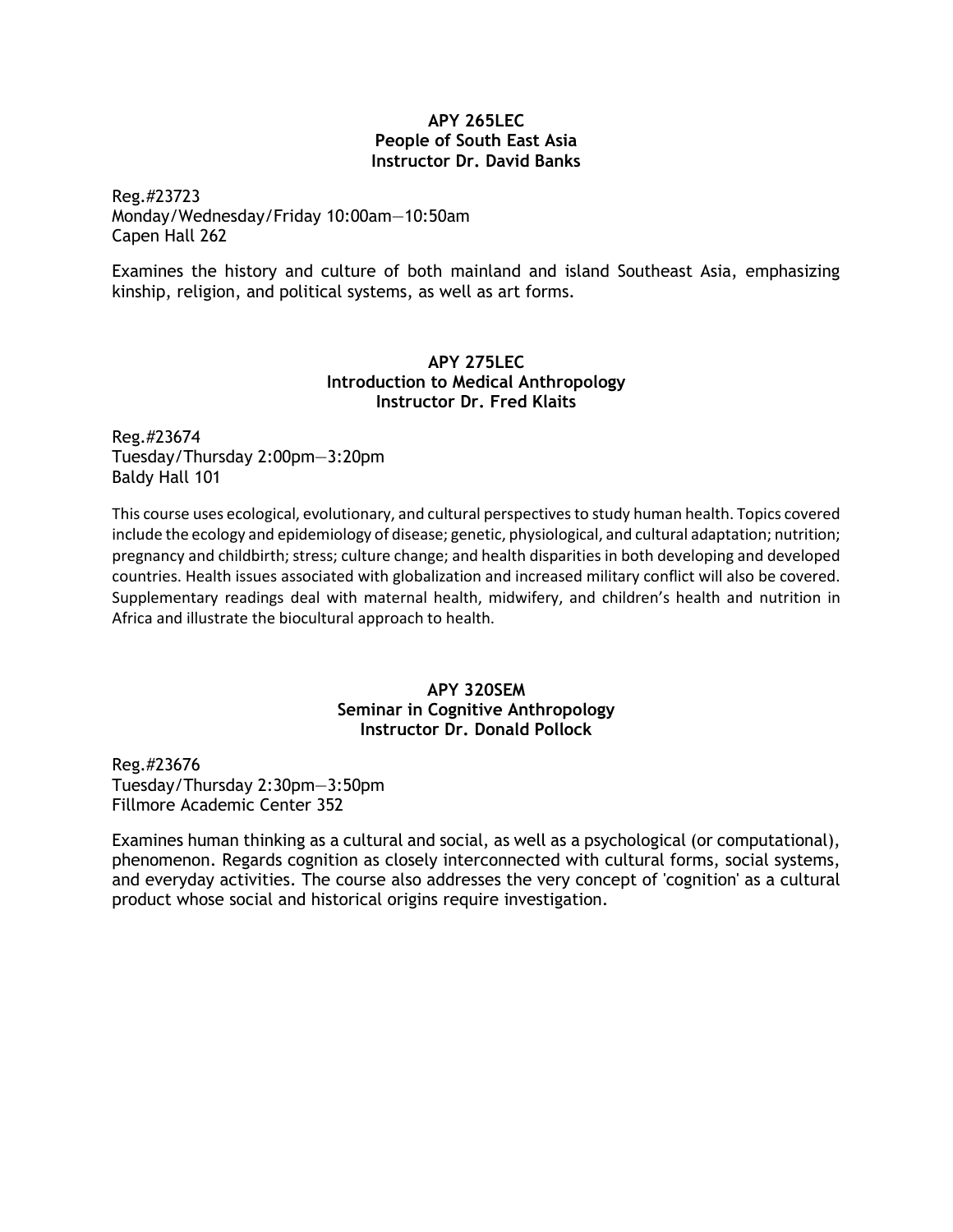**APY 265LEC**
**People of South East Asia**
**Instructor Dr. David Banks**

Reg.#23723
Monday/Wednesday/Friday 10:00am—10:50am
Capen Hall 262

Examines the history and culture of both mainland and island Southeast Asia, emphasizing kinship, religion, and political systems, as well as art forms.

**APY 275LEC**
**Introduction to Medical Anthropology**
**Instructor Dr. Fred Klaits**

Reg.#23674
Tuesday/Thursday 2:00pm—3:20pm
Baldy Hall 101

This course uses ecological, evolutionary, and cultural perspectives to study human health. Topics covered include the ecology and epidemiology of disease; genetic, physiological, and cultural adaptation; nutrition; pregnancy and childbirth; stress; culture change; and health disparities in both developing and developed countries. Health issues associated with globalization and increased military conflict will also be covered. Supplementary readings deal with maternal health, midwifery, and children's health and nutrition in Africa and illustrate the biocultural approach to health.

**APY 320SEM**
**Seminar in Cognitive Anthropology**
**Instructor Dr. Donald Pollock**

Reg.#23676
Tuesday/Thursday 2:30pm—3:50pm
Fillmore Academic Center 352

Examines human thinking as a cultural and social, as well as a psychological (or computational), phenomenon. Regards cognition as closely interconnected with cultural forms, social systems, and everyday activities. The course also addresses the very concept of 'cognition' as a cultural product whose social and historical origins require investigation.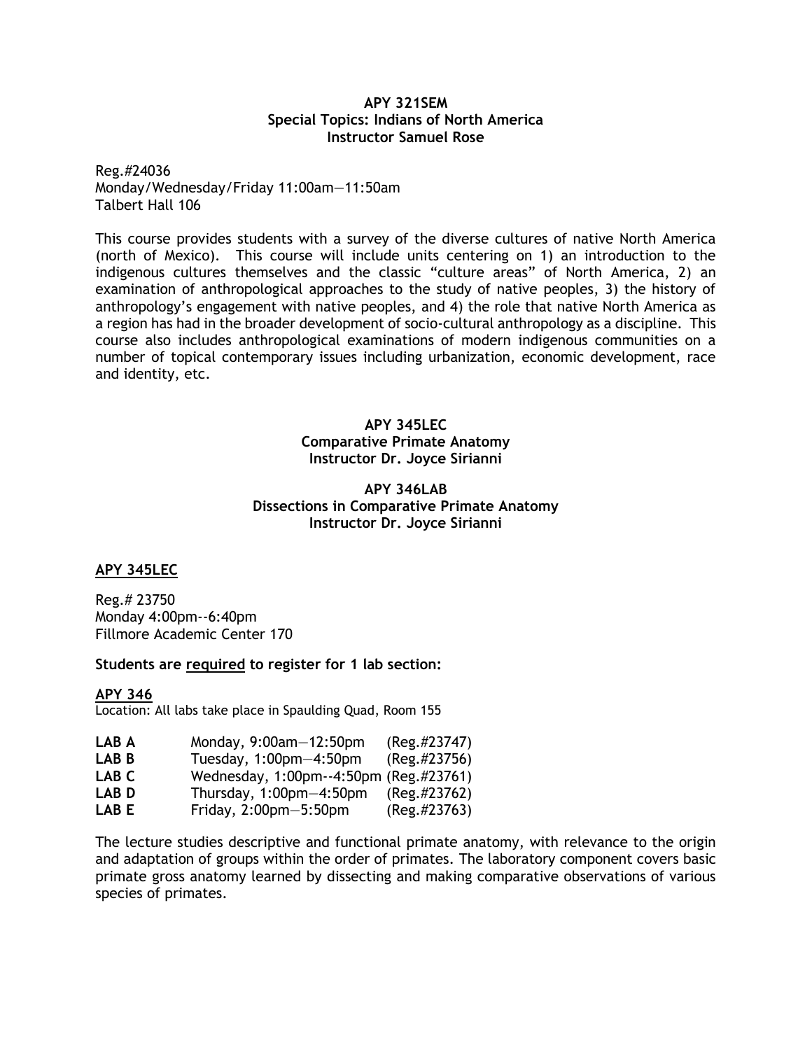**APY 321SEM**
**Special Topics: Indians of North America**
**Instructor Samuel Rose**

Reg.#24036
Monday/Wednesday/Friday 11:00am—11:50am
Talbert Hall 106

This course provides students with a survey of the diverse cultures of native North America (north of Mexico). This course will include units centering on 1) an introduction to the indigenous cultures themselves and the classic "culture areas" of North America, 2) an examination of anthropological approaches to the study of native peoples, 3) the history of anthropology's engagement with native peoples, and 4) the role that native North America as a region has had in the broader development of socio-cultural anthropology as a discipline. This course also includes anthropological examinations of modern indigenous communities on a number of topical contemporary issues including urbanization, economic development, race and identity, etc.

**APY 345LEC**
**Comparative Primate Anatomy**
**Instructor Dr. Joyce Sirianni**

**APY 346LAB**
**Dissections in Comparative Primate Anatomy**
**Instructor Dr. Joyce Sirianni**

**APY 345LEC**

Reg.# 23750
Monday 4:00pm--6:40pm
Fillmore Academic Center 170

**Students are required to register for 1 lab section:**

**APY 346**
Location: All labs take place in Spaulding Quad, Room 155

| | | |
|---|---|---|
| **LAB A** | Monday, 9:00am—12:50pm | (Reg.#23747) |
| **LAB B** | Tuesday, 1:00pm—4:50pm | (Reg.#23756) |
| **LAB C** | Wednesday, 1:00pm--4:50pm | (Reg.#23761) |
| **LAB D** | Thursday, 1:00pm—4:50pm | (Reg.#23762) |
| **LAB E** | Friday, 2:00pm—5:50pm | (Reg.#23763) |

The lecture studies descriptive and functional primate anatomy, with relevance to the origin and adaptation of groups within the order of primates. The laboratory component covers basic primate gross anatomy learned by dissecting and making comparative observations of various species of primates.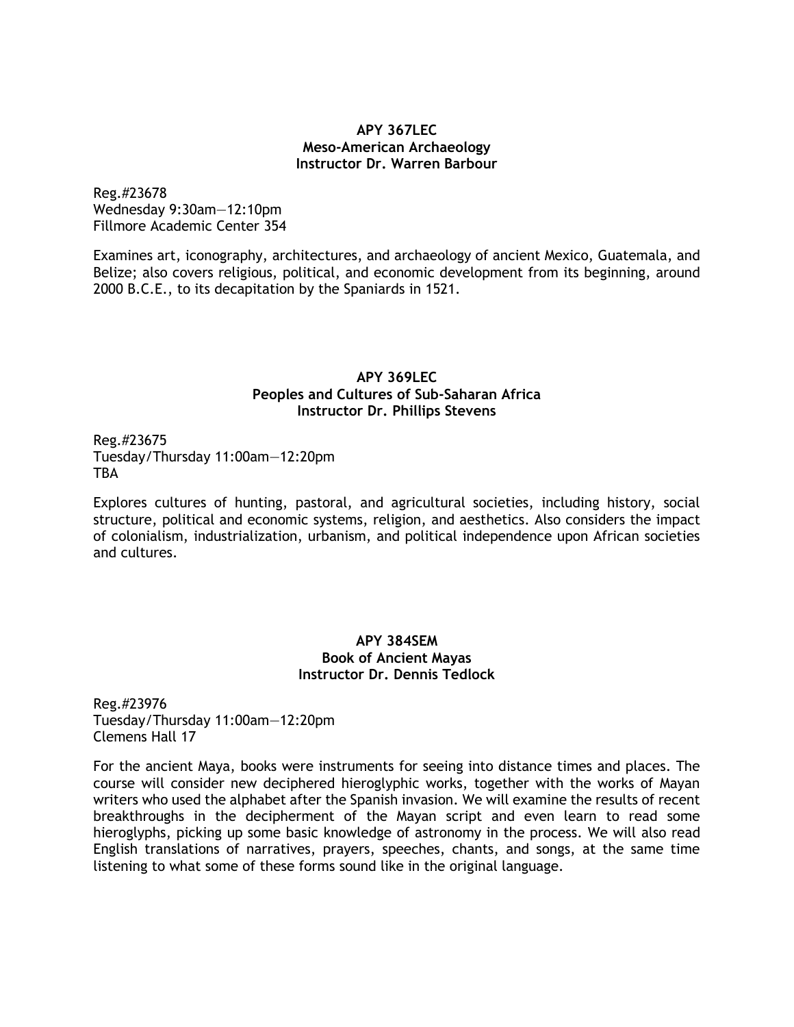**APY 367LEC**
**Meso-American Archaeology**
**Instructor Dr. Warren Barbour**

Reg.#23678
Wednesday 9:30am—12:10pm
Fillmore Academic Center 354

Examines art, iconography, architectures, and archaeology of ancient Mexico, Guatemala, and Belize; also covers religious, political, and economic development from its beginning, around 2000 B.C.E., to its decapitation by the Spaniards in 1521.

**APY 369LEC**
**Peoples and Cultures of Sub-Saharan Africa**
**Instructor Dr. Phillips Stevens**

Reg.#23675
Tuesday/Thursday 11:00am—12:20pm
TBA

Explores cultures of hunting, pastoral, and agricultural societies, including history, social structure, political and economic systems, religion, and aesthetics. Also considers the impact of colonialism, industrialization, urbanism, and political independence upon African societies and cultures.

**APY 384SEM**
**Book of Ancient Mayas**
**Instructor Dr. Dennis Tedlock**

Reg.#23976
Tuesday/Thursday 11:00am—12:20pm
Clemens Hall 17

For the ancient Maya, books were instruments for seeing into distance times and places. The course will consider new deciphered hieroglyphic works, together with the works of Mayan writers who used the alphabet after the Spanish invasion. We will examine the results of recent breakthroughs in the decipherment of the Mayan script and even learn to read some hieroglyphs, picking up some basic knowledge of astronomy in the process. We will also read English translations of narratives, prayers, speeches, chants, and songs, at the same time listening to what some of these forms sound like in the original language.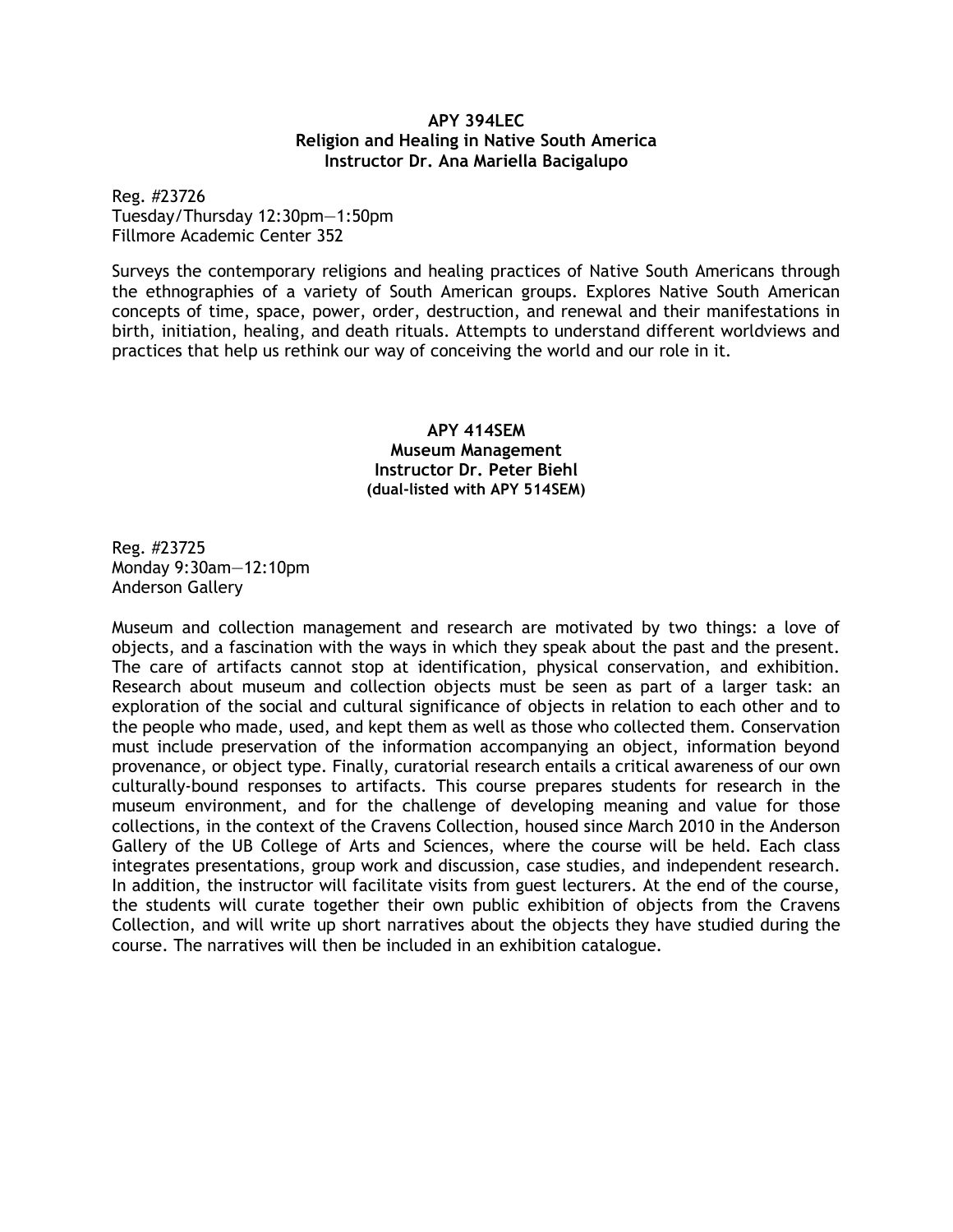**APY 394LEC**
**Religion and Healing in Native South America**
**Instructor Dr. Ana Mariella Bacigalupo**

Reg. #23726
Tuesday/Thursday 12:30pm—1:50pm
Fillmore Academic Center 352

Surveys the contemporary religions and healing practices of Native South Americans through the ethnographies of a variety of South American groups. Explores Native South American concepts of time, space, power, order, destruction, and renewal and their manifestations in birth, initiation, healing, and death rituals. Attempts to understand different worldviews and practices that help us rethink our way of conceiving the world and our role in it.

**APY 414SEM**
**Museum Management**
**Instructor Dr. Peter Biehl**
**(dual-listed with APY 514SEM)**

Reg. #23725
Monday 9:30am—12:10pm
Anderson Gallery

Museum and collection management and research are motivated by two things: a love of objects, and a fascination with the ways in which they speak about the past and the present. The care of artifacts cannot stop at identification, physical conservation, and exhibition. Research about museum and collection objects must be seen as part of a larger task: an exploration of the social and cultural significance of objects in relation to each other and to the people who made, used, and kept them as well as those who collected them. Conservation must include preservation of the information accompanying an object, information beyond provenance, or object type. Finally, curatorial research entails a critical awareness of our own culturally-bound responses to artifacts. This course prepares students for research in the museum environment, and for the challenge of developing meaning and value for those collections, in the context of the Cravens Collection, housed since March 2010 in the Anderson Gallery of the UB College of Arts and Sciences, where the course will be held. Each class integrates presentations, group work and discussion, case studies, and independent research. In addition, the instructor will facilitate visits from guest lecturers. At the end of the course, the students will curate together their own public exhibition of objects from the Cravens Collection, and will write up short narratives about the objects they have studied during the course. The narratives will then be included in an exhibition catalogue.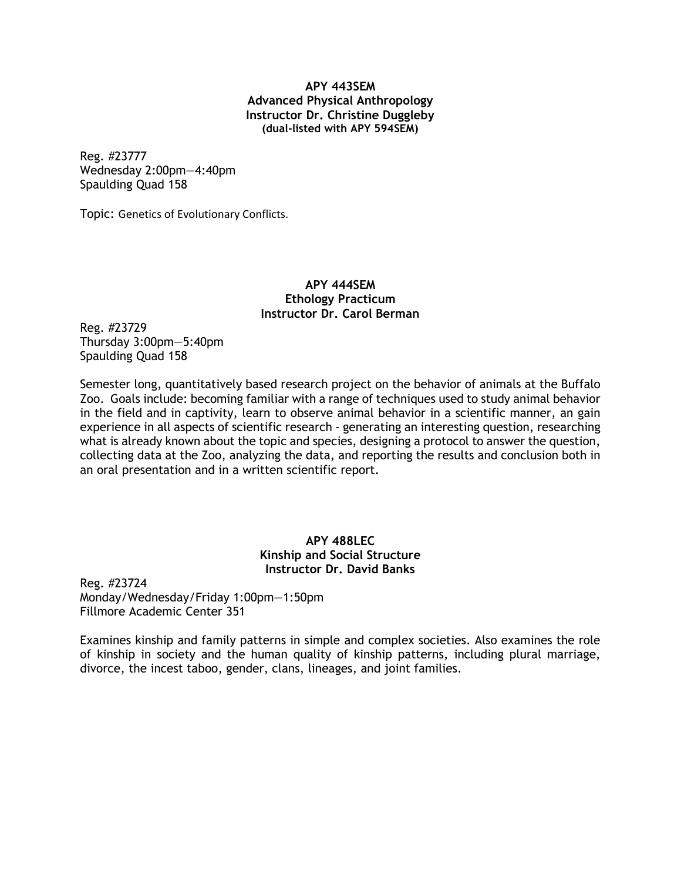**APY 443SEM**
**Advanced Physical Anthropology**
**Instructor Dr. Christine Duggleby**
**(dual-listed with APY 594SEM)**

Reg. #23777
Wednesday 2:00pm—4:40pm
Spaulding Quad 158

Topic: Genetics of Evolutionary Conflicts.

**APY 444SEM**
**Ethology Practicum**
**Instructor Dr. Carol Berman**

Reg. #23729
Thursday 3:00pm—5:40pm
Spaulding Quad 158

Semester long, quantitatively based research project on the behavior of animals at the Buffalo Zoo. Goals include: becoming familiar with a range of techniques used to study animal behavior in the field and in captivity, learn to observe animal behavior in a scientific manner, an gain experience in all aspects of scientific research - generating an interesting question, researching what is already known about the topic and species, designing a protocol to answer the question, collecting data at the Zoo, analyzing the data, and reporting the results and conclusion both in an oral presentation and in a written scientific report.

**APY 488LEC**
**Kinship and Social Structure**
**Instructor Dr. David Banks**

Reg. #23724
Monday/Wednesday/Friday 1:00pm—1:50pm
Fillmore Academic Center 351

Examines kinship and family patterns in simple and complex societies. Also examines the role of kinship in society and the human quality of kinship patterns, including plural marriage, divorce, the incest taboo, gender, clans, lineages, and joint families.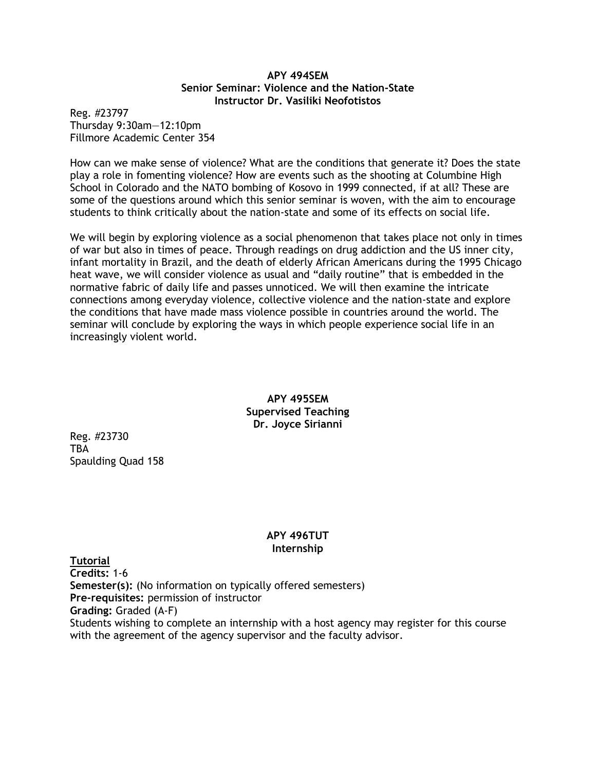### APY 494SEM
### Senior Seminar: Violence and the Nation-State
### Instructor Dr. Vasiliki Neofotistos

Reg. #23797
Thursday 9:30am—12:10pm
Fillmore Academic Center 354

How can we make sense of violence? What are the conditions that generate it? Does the state play a role in fomenting violence? How are events such as the shooting at Columbine High School in Colorado and the NATO bombing of Kosovo in 1999 connected, if at all? These are some of the questions around which this senior seminar is woven, with the aim to encourage students to think critically about the nation-state and some of its effects on social life.

We will begin by exploring violence as a social phenomenon that takes place not only in times of war but also in times of peace. Through readings on drug addiction and the US inner city, infant mortality in Brazil, and the death of elderly African Americans during the 1995 Chicago heat wave, we will consider violence as usual and "daily routine" that is embedded in the normative fabric of daily life and passes unnoticed. We will then examine the intricate connections among everyday violence, collective violence and the nation-state and explore the conditions that have made mass violence possible in countries around the world. The seminar will conclude by exploring the ways in which people experience social life in an increasingly violent world.

### APY 495SEM
### Supervised Teaching
### Dr. Joyce Sirianni

Reg. #23730
TBA
Spaulding Quad 158

### APY 496TUT
### Internship

**Tutorial**
**Credits:** 1-6
**Semester(s):** (No information on typically offered semesters)
**Pre-requisites:** permission of instructor
**Grading:** Graded (A-F)
Students wishing to complete an internship with a host agency may register for this course with the agreement of the agency supervisor and the faculty advisor.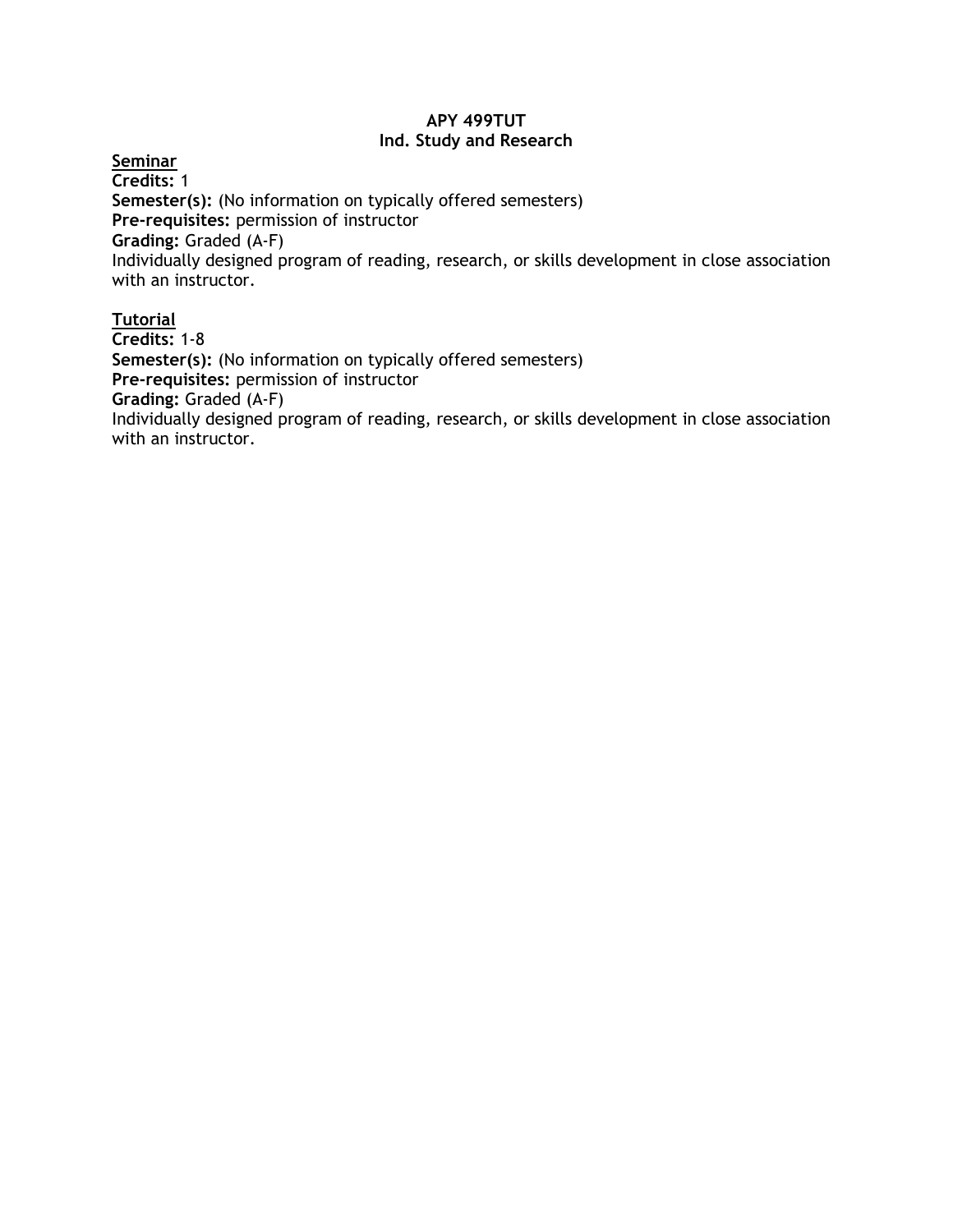# APY 499TUT
## Ind. Study and Research

### Seminar

**Credits:** 1
**Semester(s):** (No information on typically offered semesters)
**Pre-requisites:** permission of instructor
**Grading:** Graded (A-F)
Individually designed program of reading, research, or skills development in close association with an instructor.

### Tutorial

**Credits:** 1-8
**Semester(s):** (No information on typically offered semesters)
**Pre-requisites:** permission of instructor
**Grading:** Graded (A-F)
Individually designed program of reading, research, or skills development in close association with an instructor.